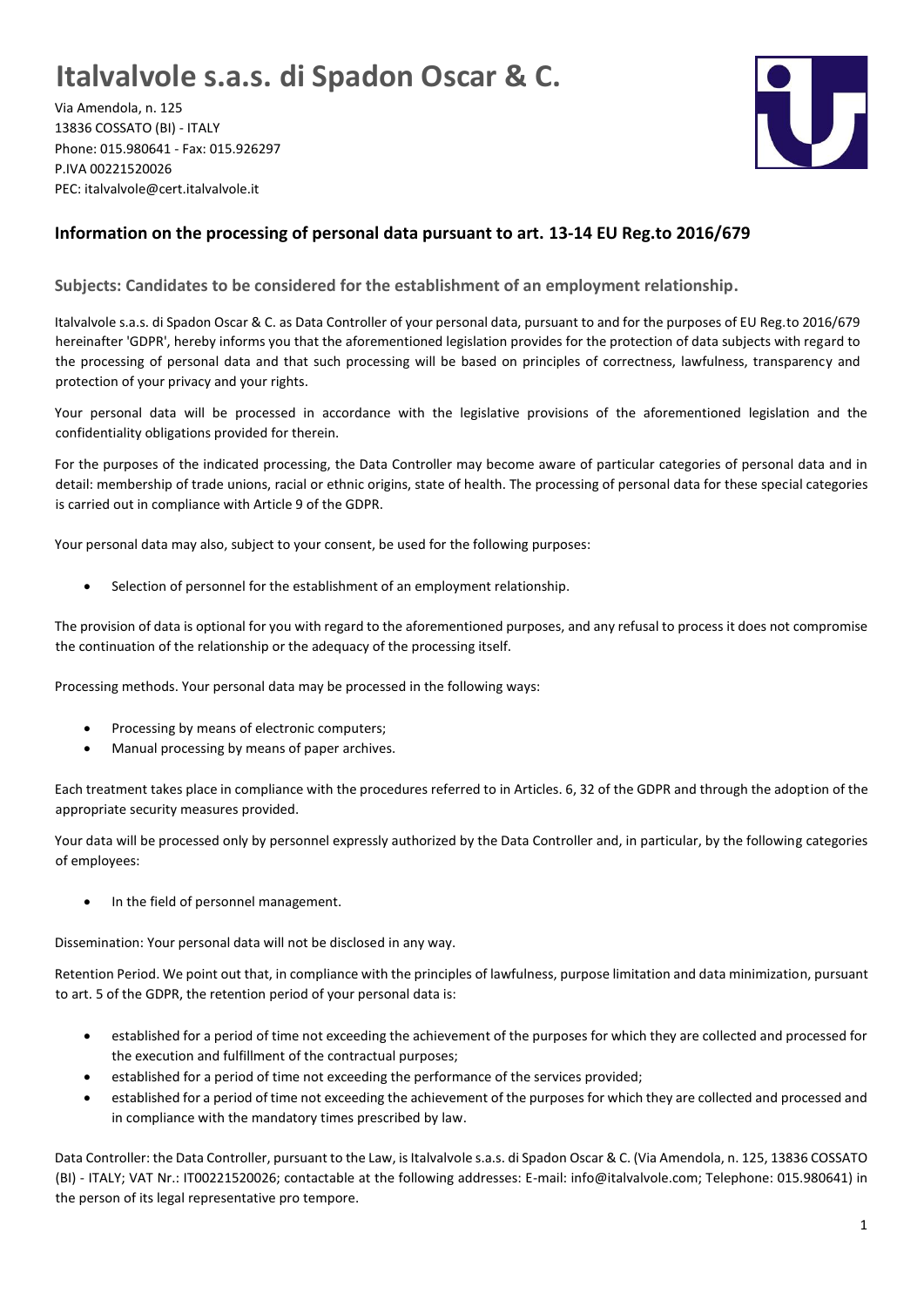# Italvalvole s.a.s. di Spadon Oscar & C.

Via Amendola, n. 125
13836 COSSATO (BI) - ITALY
Phone: 015.980641 - Fax: 015.926297
P.IVA 00221520026
PEC: italvalvole@cert.italvalvole.it

## Information on the processing of personal data pursuant to art. 13-14 EU Reg.to 2016/679

### Subjects: Candidates to be considered for the establishment of an employment relationship.

Italvalvole s.a.s. di Spadon Oscar & C. as Data Controller of your personal data, pursuant to and for the purposes of EU Reg.to 2016/679 hereinafter 'GDPR', hereby informs you that the aforementioned legislation provides for the protection of data subjects with regard to the processing of personal data and that such processing will be based on principles of correctness, lawfulness, transparency and protection of your privacy and your rights.

Your personal data will be processed in accordance with the legislative provisions of the aforementioned legislation and the confidentiality obligations provided for therein.

For the purposes of the indicated processing, the Data Controller may become aware of particular categories of personal data and in detail: membership of trade unions, racial or ethnic origins, state of health. The processing of personal data for these special categories is carried out in compliance with Article 9 of the GDPR.

Your personal data may also, subject to your consent, be used for the following purposes:

- Selection of personnel for the establishment of an employment relationship.

The provision of data is optional for you with regard to the aforementioned purposes, and any refusal to process it does not compromise the continuation of the relationship or the adequacy of the processing itself.

Processing methods. Your personal data may be processed in the following ways:

- Processing by means of electronic computers;
- Manual processing by means of paper archives.

Each treatment takes place in compliance with the procedures referred to in Articles. 6, 32 of the GDPR and through the adoption of the appropriate security measures provided.

Your data will be processed only by personnel expressly authorized by the Data Controller and, in particular, by the following categories of employees:

- In the field of personnel management.

Dissemination: Your personal data will not be disclosed in any way.

Retention Period. We point out that, in compliance with the principles of lawfulness, purpose limitation and data minimization, pursuant to art. 5 of the GDPR, the retention period of your personal data is:

- established for a period of time not exceeding the achievement of the purposes for which they are collected and processed for the execution and fulfillment of the contractual purposes;
- established for a period of time not exceeding the performance of the services provided;
- established for a period of time not exceeding the achievement of the purposes for which they are collected and processed and in compliance with the mandatory times prescribed by law.

Data Controller: the Data Controller, pursuant to the Law, is Italvalvole s.a.s. di Spadon Oscar & C. (Via Amendola, n. 125, 13836 COSSATO (BI) - ITALY; VAT Nr.: IT00221520026; contactable at the following addresses: E-mail: info@italvalvole.com; Telephone: 015.980641) in the person of its legal representative pro tempore.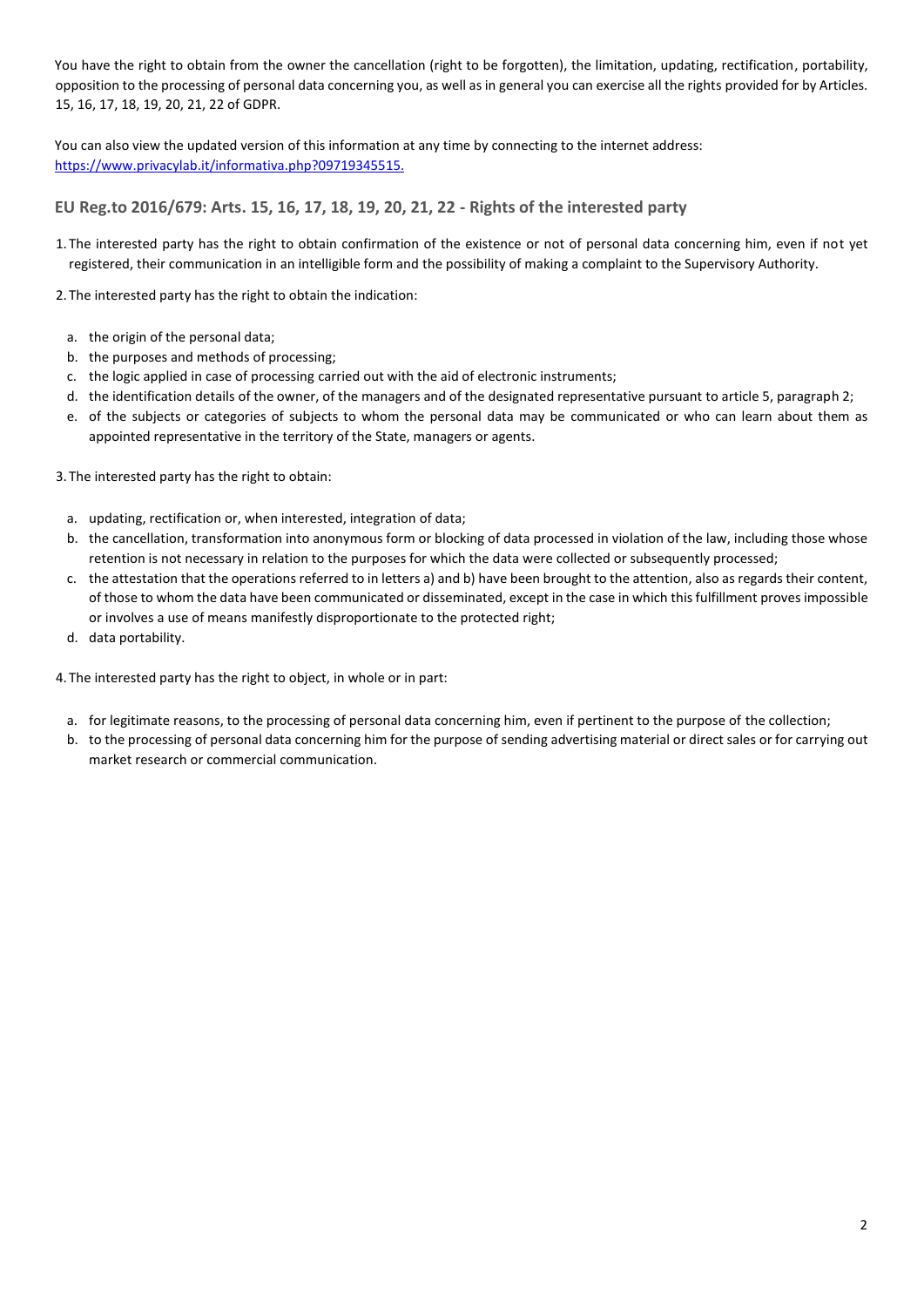You have the right to obtain from the owner the cancellation (right to be forgotten), the limitation, updating, rectification, portability, opposition to the processing of personal data concerning you, as well as in general you can exercise all the rights provided for by Articles. 15, 16, 17, 18, 19, 20, 21, 22 of GDPR.

You can also view the updated version of this information at any time by connecting to the internet address: [https://www.privacylab.it/informativa.php?09719345515.](https://www.privacylab.it/informativa.php?09719345515)

## EU Reg.to 2016/679: Arts. 15, 16, 17, 18, 19, 20, 21, 22 - Rights of the interested party

1. The interested party has the right to obtain confirmation of the existence or not of personal data concerning him, even if not yet registered, their communication in an intelligible form and the possibility of making a complaint to the Supervisory Authority.

2. The interested party has the right to obtain the indication:

   a. the origin of the personal data;
   b. the purposes and methods of processing;
   c. the logic applied in case of processing carried out with the aid of electronic instruments;
   d. the identification details of the owner, of the managers and of the designated representative pursuant to article 5, paragraph 2;
   e. of the subjects or categories of subjects to whom the personal data may be communicated or who can learn about them as appointed representative in the territory of the State, managers or agents.

3. The interested party has the right to obtain:

   a. updating, rectification or, when interested, integration of data;
   b. the cancellation, transformation into anonymous form or blocking of data processed in violation of the law, including those whose retention is not necessary in relation to the purposes for which the data were collected or subsequently processed;
   c. the attestation that the operations referred to in letters a) and b) have been brought to the attention, also as regards their content, of those to whom the data have been communicated or disseminated, except in the case in which this fulfillment proves impossible or involves a use of means manifestly disproportionate to the protected right;
   d. data portability.

4. The interested party has the right to object, in whole or in part:

   a. for legitimate reasons, to the processing of personal data concerning him, even if pertinent to the purpose of the collection;
   b. to the processing of personal data concerning him for the purpose of sending advertising material or direct sales or for carrying out market research or commercial communication.